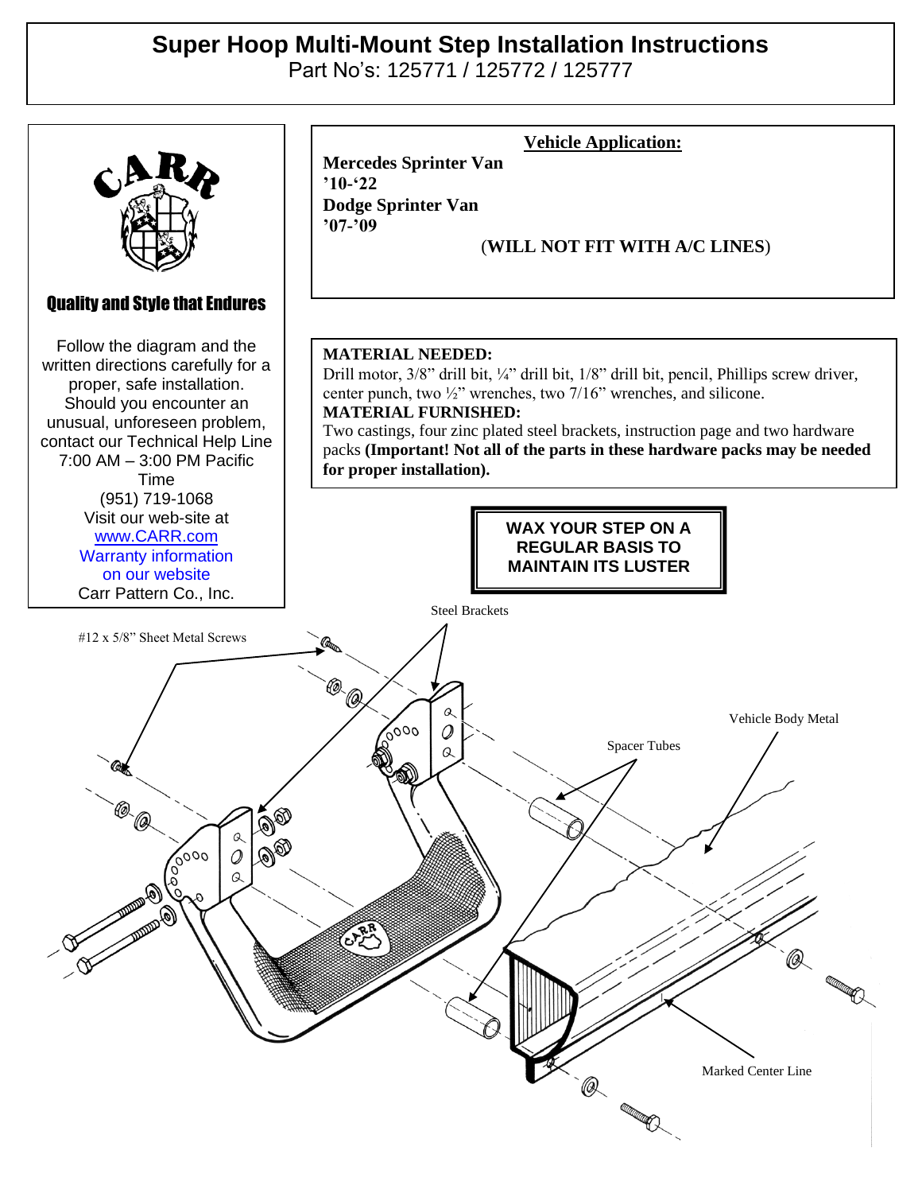# Super Hoop Multi-Mount Step Installation Instructions

Part No's: 125771 / 125772 / 125777

CARR

**Quality and Style that Endures**

Follow the diagram and the written directions carefully for a proper, safe installation. Should you encounter an unusual, unforeseen problem, contact our Technical Help Line 7:00 AM – 3:00 PM Pacific Time (951) 719-1068 Visit our web-site at www.CARR.com Warranty information on our website Carr Pattern Co., Inc.

**Vehicle Application:**

**Mercedes Sprinter Van '10-'22**
**Dodge Sprinter Van '07-'09**

(**WILL NOT FIT WITH A/C LINES**)

**MATERIAL NEEDED:**
Drill motor, 3/8" drill bit, ¼" drill bit, 1/8" drill bit, pencil, Phillips screw driver, center punch, two ½" wrenches, two 7/16" wrenches, and silicone.

**MATERIAL FURNISHED:**
Two castings, four zinc plated steel brackets, instruction page and two hardware packs **(Important! Not all of the parts in these hardware packs may be needed for proper installation).**

**WAX YOUR STEP ON A REGULAR BASIS TO MAINTAIN ITS LUSTER**

Steel Brackets

#12 x 5/8" Sheet Metal Screws

Vehicle Body Metal

Spacer Tubes

Marked Center Line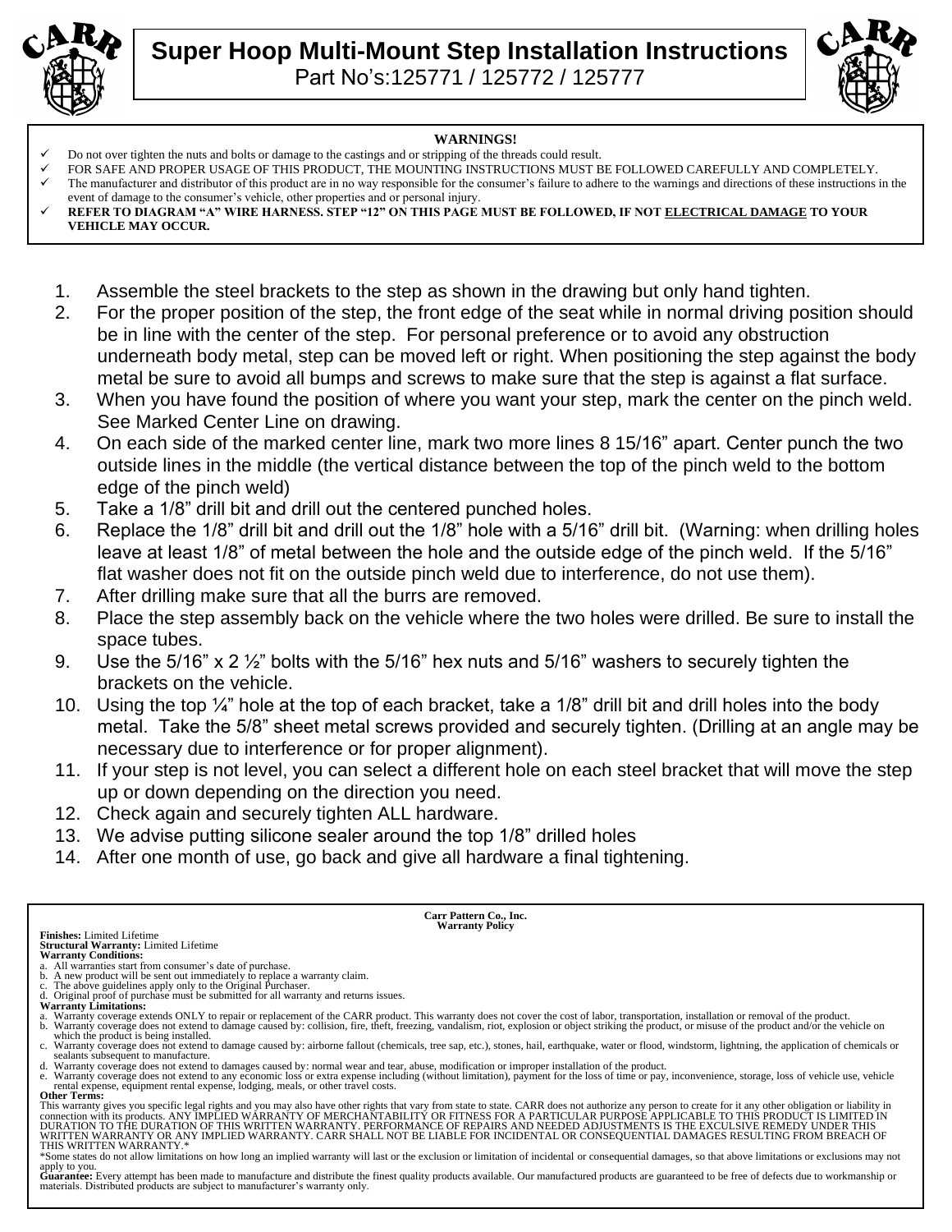# Super Hoop Multi-Mount Step Installation Instructions

Part No's:125771 / 125772 / 125777

**WARNINGS!**

- Do not over tighten the nuts and bolts or damage to the castings and or stripping of the threads could result.
- FOR SAFE AND PROPER USAGE OF THIS PRODUCT, THE MOUNTING INSTRUCTIONS MUST BE FOLLOWED CAREFULLY AND COMPLETELY.
- The manufacturer and distributor of this product are in no way responsible for the consumer's failure to adhere to the warnings and directions of these instructions in the event of damage to the consumer's vehicle, other properties and or personal injury.
- **REFER TO DIAGRAM "A" WIRE HARNESS. STEP "12" ON THIS PAGE MUST BE FOLLOWED, IF NOT <u>ELECTRICAL DAMAGE</u> TO YOUR VEHICLE MAY OCCUR.**

1. Assemble the steel brackets to the step as shown in the drawing but only hand tighten.
2. For the proper position of the step, the front edge of the seat while in normal driving position should be in line with the center of the step. For personal preference or to avoid any obstruction underneath body metal, step can be moved left or right. When positioning the step against the body metal be sure to avoid all bumps and screws to make sure that the step is against a flat surface.
3. When you have found the position of where you want your step, mark the center on the pinch weld. See Marked Center Line on drawing.
4. On each side of the marked center line, mark two more lines 8 15/16" apart. Center punch the two outside lines in the middle (the vertical distance between the top of the pinch weld to the bottom edge of the pinch weld)
5. Take a 1/8" drill bit and drill out the centered punched holes.
6. Replace the 1/8" drill bit and drill out the 1/8" hole with a 5/16" drill bit. (Warning: when drilling holes leave at least 1/8" of metal between the hole and the outside edge of the pinch weld. If the 5/16" flat washer does not fit on the outside pinch weld due to interference, do not use them).
7. After drilling make sure that all the burrs are removed.
8. Place the step assembly back on the vehicle where the two holes were drilled. Be sure to install the space tubes.
9. Use the 5/16" x 2 ½" bolts with the 5/16" hex nuts and 5/16" washers to securely tighten the brackets on the vehicle.
10. Using the top ¼" hole at the top of each bracket, take a 1/8" drill bit and drill holes into the body metal. Take the 5/8" sheet metal screws provided and securely tighten. (Drilling at an angle may be necessary due to interference or for proper alignment).
11. If your step is not level, you can select a different hole on each steel bracket that will move the step up or down depending on the direction you need.
12. Check again and securely tighten ALL hardware.
13. We advise putting silicone sealer around the top 1/8" drilled holes
14. After one month of use, go back and give all hardware a final tightening.

**Carr Pattern Co., Inc.**
**Warranty Policy**

**Finishes:** Limited Lifetime
**Structural Warranty:** Limited Lifetime
**Warranty Conditions:**

a. All warranties start from consumer's date of purchase.
b. A new product will be sent out immediately to replace a warranty claim.
c. The above guidelines apply only to the Original Purchaser.
d. Original proof of purchase must be submitted for all warranty and returns issues.

**Warranty Limitations:**

a. Warranty coverage extends ONLY to repair or replacement of the CARR product. This warranty does not cover the cost of labor, transportation, installation or removal of the product.
b. Warranty coverage does not extend to damage caused by: collision, fire, theft, freezing, vandalism, riot, explosion or object striking the product, or misuse of the product and/or the vehicle on which the product is being installed.
c. Warranty coverage does not extend to damage caused by: airborne fallout (chemicals, tree sap, etc.), stones, hail, earthquake, water or flood, windstorm, lightning, the application of chemicals or sealants subsequent to manufacture.
d. Warranty coverage does not extend to damages caused by: normal wear and tear, abuse, modification or improper installation of the product.
e. Warranty coverage does not extend to any economic loss or extra expense including (without limitation), payment for the loss of time or pay, inconvenience, storage, loss of vehicle use, vehicle rental expense, equipment rental expense, lodging, meals, or other travel costs.

**Other Terms:**

This warranty gives you specific legal rights and you may also have other rights that vary from state to state. CARR does not authorize any person to create for it any other obligation or liability in connection with its products. ANY IMPLIED WARRANTY OF MERCHANTABILITY OR FITNESS FOR A PARTICULAR PURPOSE APPLICABLE TO THIS PRODUCT IS LIMITED IN DURATION TO THE DURATION OF THIS WRITTEN WARRANTY. PERFORMANCE OF REPAIRS AND NEEDED ADJUSTMENTS IS THE EXCULSIVE REMEDY UNDER THIS WRITTEN WARRANTY OR ANY IMPLIED WARRANTY. CARR SHALL NOT BE LIABLE FOR INCIDENTAL OR CONSEQUENTIAL DAMAGES RESULTING FROM BREACH OF THIS WRITTEN WARRANTY.*

*Some states do not allow limitations on how long an implied warranty will last or the exclusion or limitation of incidental or consequential damages, so that above limitations or exclusions may not apply to you.

**Guarantee:** Every attempt has been made to manufacture and distribute the finest quality products available. Our manufactured products are guaranteed to be free of defects due to workmanship or materials. Distributed products are subject to manufacturer's warranty only.